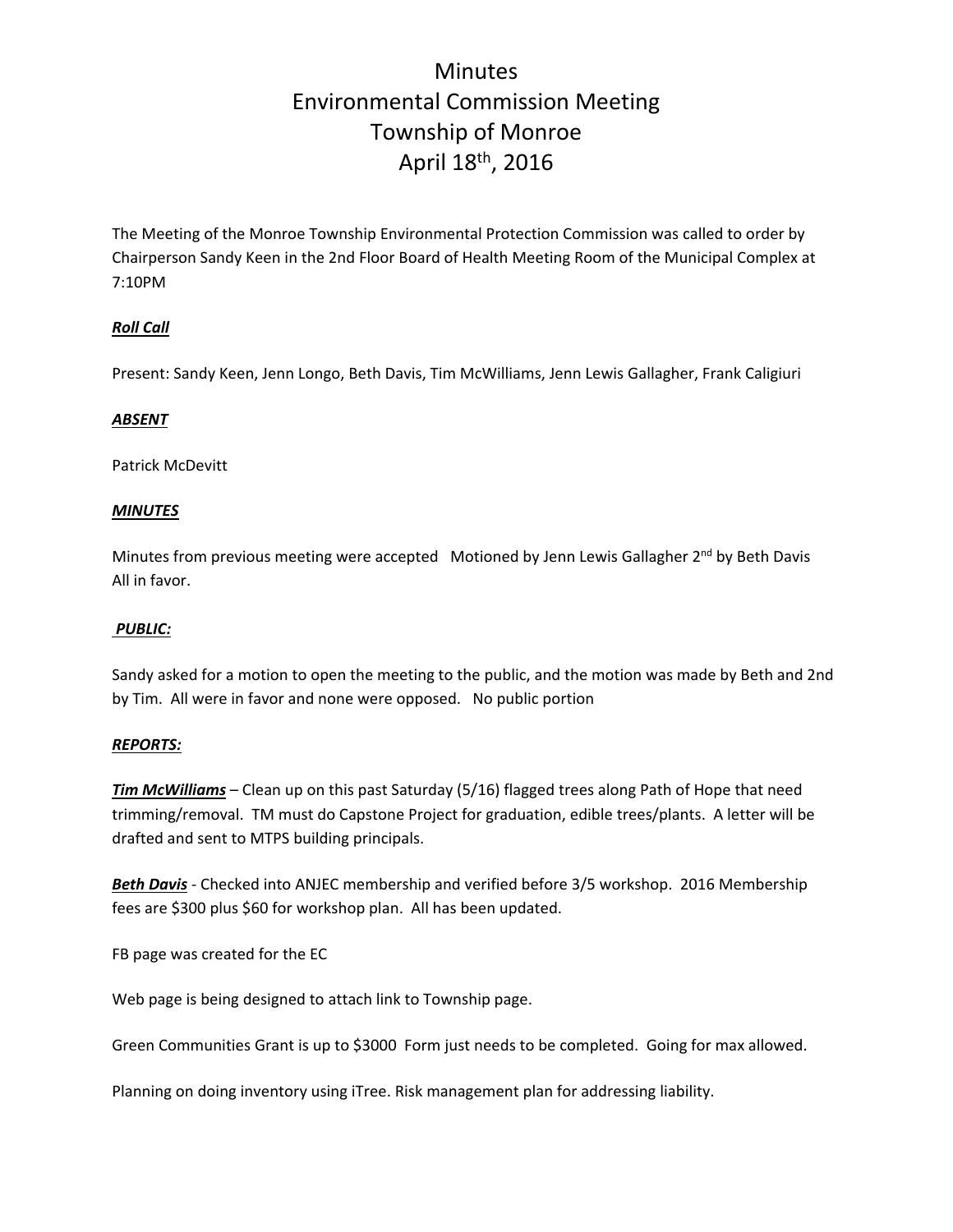# Minutes
# Environmental Commission Meeting
# Township of Monroe
# April 18th, 2016

The Meeting of the Monroe Township Environmental Protection Commission was called to order by Chairperson Sandy Keen in the 2nd Floor Board of Health Meeting Room of the Municipal Complex at 7:10PM

***Roll Call***

Present: Sandy Keen, Jenn Longo, Beth Davis, Tim McWilliams, Jenn Lewis Gallagher, Frank Caligiuri

***ABSENT***

Patrick McDevitt

***MINUTES***

Minutes from previous meeting were accepted Motioned by Jenn Lewis Gallagher 2nd by Beth Davis All in favor.

***PUBLIC:***

Sandy asked for a motion to open the meeting to the public, and the motion was made by Beth and 2nd by Tim. All were in favor and none were opposed. No public portion

***REPORTS:***

***Tim McWilliams*** – Clean up on this past Saturday (5/16) flagged trees along Path of Hope that need trimming/removal. TM must do Capstone Project for graduation, edible trees/plants. A letter will be drafted and sent to MTPS building principals.

***Beth Davis*** - Checked into ANJEC membership and verified before 3/5 workshop. 2016 Membership fees are $300 plus $60 for workshop plan. All has been updated.

FB page was created for the EC

Web page is being designed to attach link to Township page.

Green Communities Grant is up to $3000 Form just needs to be completed. Going for max allowed.

Planning on doing inventory using iTree. Risk management plan for addressing liability.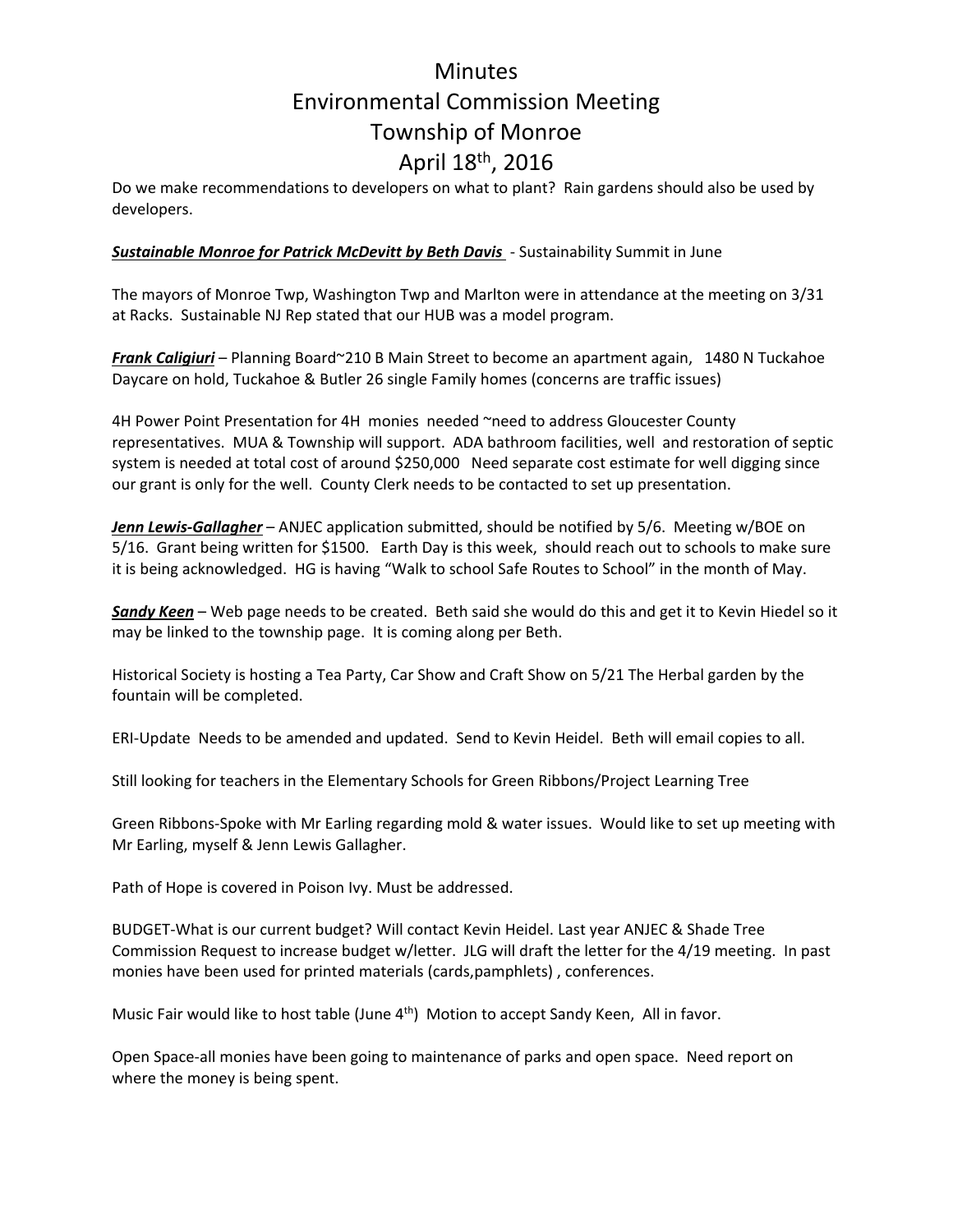# Minutes
# Environmental Commission Meeting
# Township of Monroe
# April 18th, 2016

Do we make recommendations to developers on what to plant? Rain gardens should also be used by developers.

***Sustainable Monroe for Patrick McDevitt by Beth Davis*** - Sustainability Summit in June

The mayors of Monroe Twp, Washington Twp and Marlton were in attendance at the meeting on 3/31 at Racks. Sustainable NJ Rep stated that our HUB was a model program.

***Frank Caligiuri*** – Planning Board~210 B Main Street to become an apartment again, 1480 N Tuckahoe Daycare on hold, Tuckahoe & Butler 26 single Family homes (concerns are traffic issues)

4H Power Point Presentation for 4H monies needed ~need to address Gloucester County representatives. MUA & Township will support. ADA bathroom facilities, well and restoration of septic system is needed at total cost of around $250,000 Need separate cost estimate for well digging since our grant is only for the well. County Clerk needs to be contacted to set up presentation.

***Jenn Lewis-Gallagher*** – ANJEC application submitted, should be notified by 5/6. Meeting w/BOE on 5/16. Grant being written for $1500. Earth Day is this week, should reach out to schools to make sure it is being acknowledged. HG is having "Walk to school Safe Routes to School" in the month of May.

***Sandy Keen*** – Web page needs to be created. Beth said she would do this and get it to Kevin Hiedel so it may be linked to the township page. It is coming along per Beth.

Historical Society is hosting a Tea Party, Car Show and Craft Show on 5/21 The Herbal garden by the fountain will be completed.

ERI-Update Needs to be amended and updated. Send to Kevin Heidel. Beth will email copies to all.

Still looking for teachers in the Elementary Schools for Green Ribbons/Project Learning Tree

Green Ribbons-Spoke with Mr Earling regarding mold & water issues. Would like to set up meeting with Mr Earling, myself & Jenn Lewis Gallagher.

Path of Hope is covered in Poison Ivy. Must be addressed.

BUDGET-What is our current budget? Will contact Kevin Heidel. Last year ANJEC & Shade Tree Commission Request to increase budget w/letter. JLG will draft the letter for the 4/19 meeting. In past monies have been used for printed materials (cards,pamphlets) , conferences.

Music Fair would like to host table (June 4th) Motion to accept Sandy Keen, All in favor.

Open Space-all monies have been going to maintenance of parks and open space. Need report on where the money is being spent.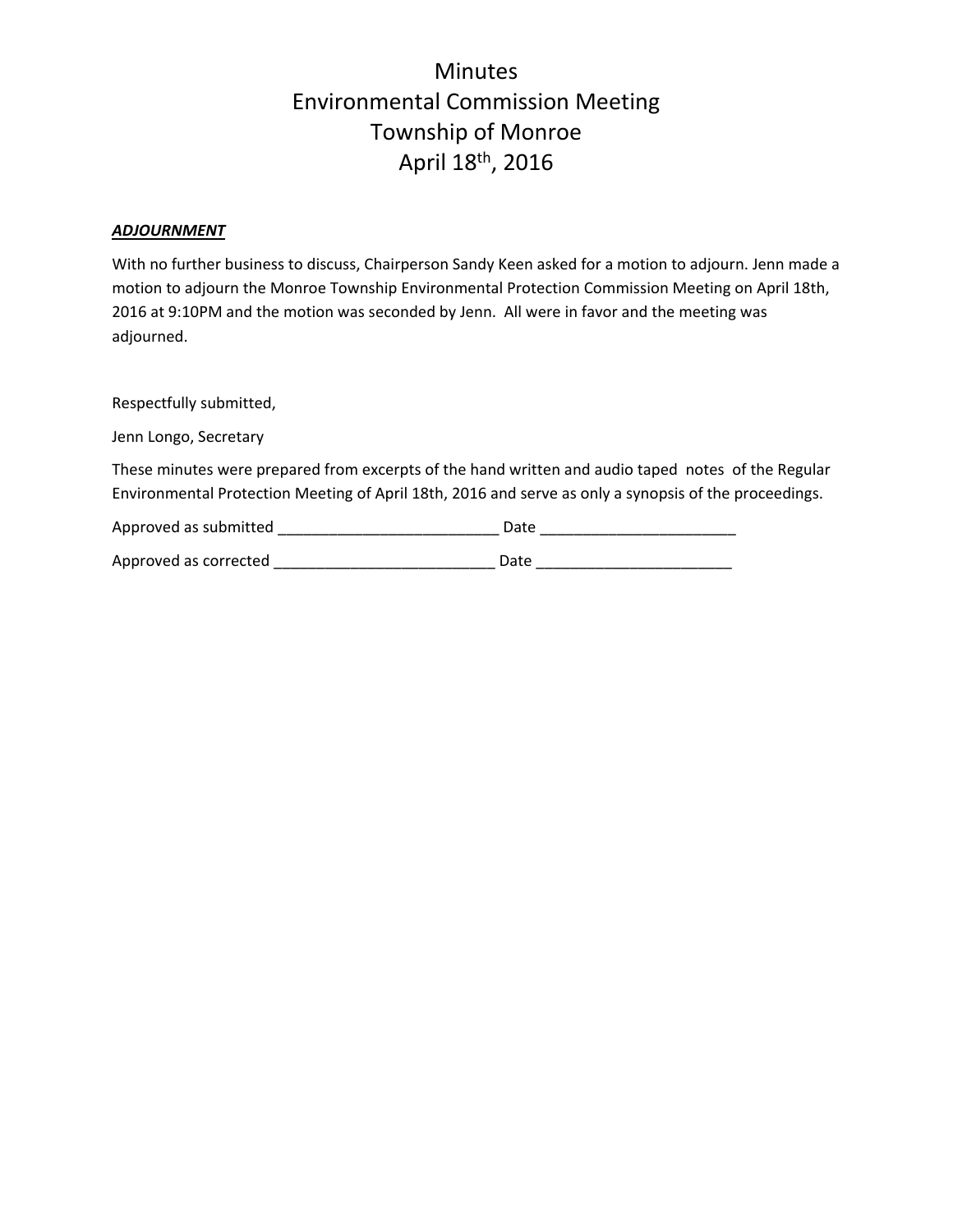# Minutes
# Environmental Commission Meeting
# Township of Monroe
# April 18th, 2016

***ADJOURNMENT***

With no further business to discuss, Chairperson Sandy Keen asked for a motion to adjourn. Jenn made a motion to adjourn the Monroe Township Environmental Protection Commission Meeting on April 18th, 2016 at 9:10PM and the motion was seconded by Jenn. All were in favor and the meeting was adjourned.

Respectfully submitted,

Jenn Longo, Secretary

These minutes were prepared from excerpts of the hand written and audio taped notes of the Regular Environmental Protection Meeting of April 18th, 2016 and serve as only a synopsis of the proceedings.

Approved as submitted ___________________________ Date ________________________

Approved as corrected ___________________________ Date ________________________